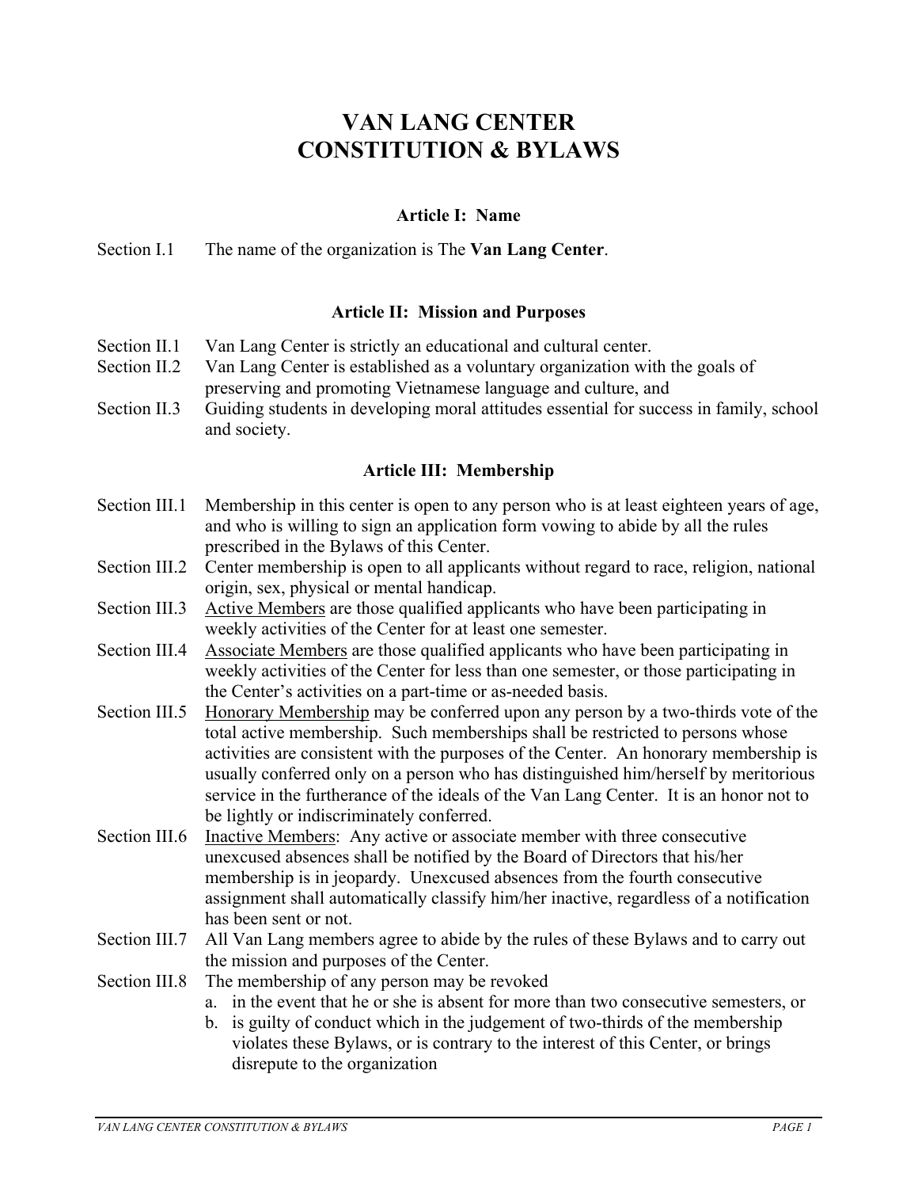# VAN LANG CENTER
# CONSTITUTION & BYLAWS

### Article I: Name

Section I.1 The name of the organization is The **Van Lang Center**.

### Article II: Mission and Purposes

Section II.1 Van Lang Center is strictly an educational and cultural center.

Section II.2 Van Lang Center is established as a voluntary organization with the goals of preserving and promoting Vietnamese language and culture, and

Section II.3 Guiding students in developing moral attitudes essential for success in family, school and society.

### Article III: Membership

Section III.1 Membership in this center is open to any person who is at least eighteen years of age, and who is willing to sign an application form vowing to abide by all the rules prescribed in the Bylaws of this Center.

Section III.2 Center membership is open to all applicants without regard to race, religion, national origin, sex, physical or mental handicap.

Section III.3 Active Members are those qualified applicants who have been participating in weekly activities of the Center for at least one semester.

Section III.4 Associate Members are those qualified applicants who have been participating in weekly activities of the Center for less than one semester, or those participating in the Center's activities on a part-time or as-needed basis.

Section III.5 Honorary Membership may be conferred upon any person by a two-thirds vote of the total active membership. Such memberships shall be restricted to persons whose activities are consistent with the purposes of the Center. An honorary membership is usually conferred only on a person who has distinguished him/herself by meritorious service in the furtherance of the ideals of the Van Lang Center. It is an honor not to be lightly or indiscriminately conferred.

Section III.6 Inactive Members: Any active or associate member with three consecutive unexcused absences shall be notified by the Board of Directors that his/her membership is in jeopardy. Unexcused absences from the fourth consecutive assignment shall automatically classify him/her inactive, regardless of a notification has been sent or not.

Section III.7 All Van Lang members agree to abide by the rules of these Bylaws and to carry out the mission and purposes of the Center.

Section III.8 The membership of any person may be revoked

a. in the event that he or she is absent for more than two consecutive semesters, or
b. is guilty of conduct which in the judgement of two-thirds of the membership violates these Bylaws, or is contrary to the interest of this Center, or brings disrepute to the organization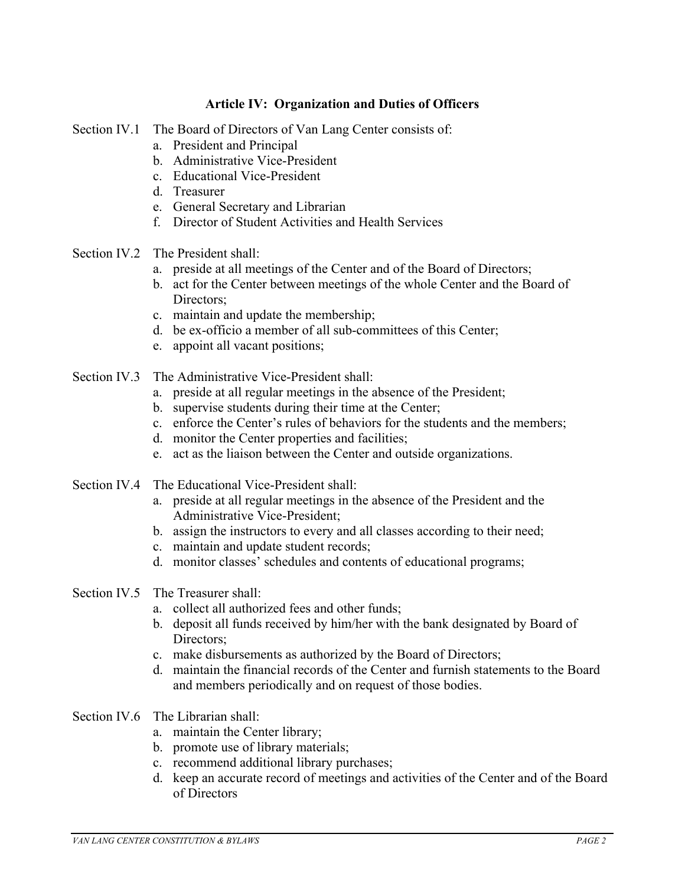## Article IV: Organization and Duties of Officers

Section IV.1 The Board of Directors of Van Lang Center consists of:

a. President and Principal
b. Administrative Vice-President
c. Educational Vice-President
d. Treasurer
e. General Secretary and Librarian
f. Director of Student Activities and Health Services

Section IV.2 The President shall:

a. preside at all meetings of the Center and of the Board of Directors;
b. act for the Center between meetings of the whole Center and the Board of Directors;
c. maintain and update the membership;
d. be ex-officio a member of all sub-committees of this Center;
e. appoint all vacant positions;

Section IV.3 The Administrative Vice-President shall:

a. preside at all regular meetings in the absence of the President;
b. supervise students during their time at the Center;
c. enforce the Center's rules of behaviors for the students and the members;
d. monitor the Center properties and facilities;
e. act as the liaison between the Center and outside organizations.

Section IV.4 The Educational Vice-President shall:

a. preside at all regular meetings in the absence of the President and the Administrative Vice-President;
b. assign the instructors to every and all classes according to their need;
c. maintain and update student records;
d. monitor classes' schedules and contents of educational programs;

Section IV.5 The Treasurer shall:

a. collect all authorized fees and other funds;
b. deposit all funds received by him/her with the bank designated by Board of Directors;
c. make disbursements as authorized by the Board of Directors;
d. maintain the financial records of the Center and furnish statements to the Board and members periodically and on request of those bodies.

Section IV.6 The Librarian shall:

a. maintain the Center library;
b. promote use of library materials;
c. recommend additional library purchases;
d. keep an accurate record of meetings and activities of the Center and of the Board of Directors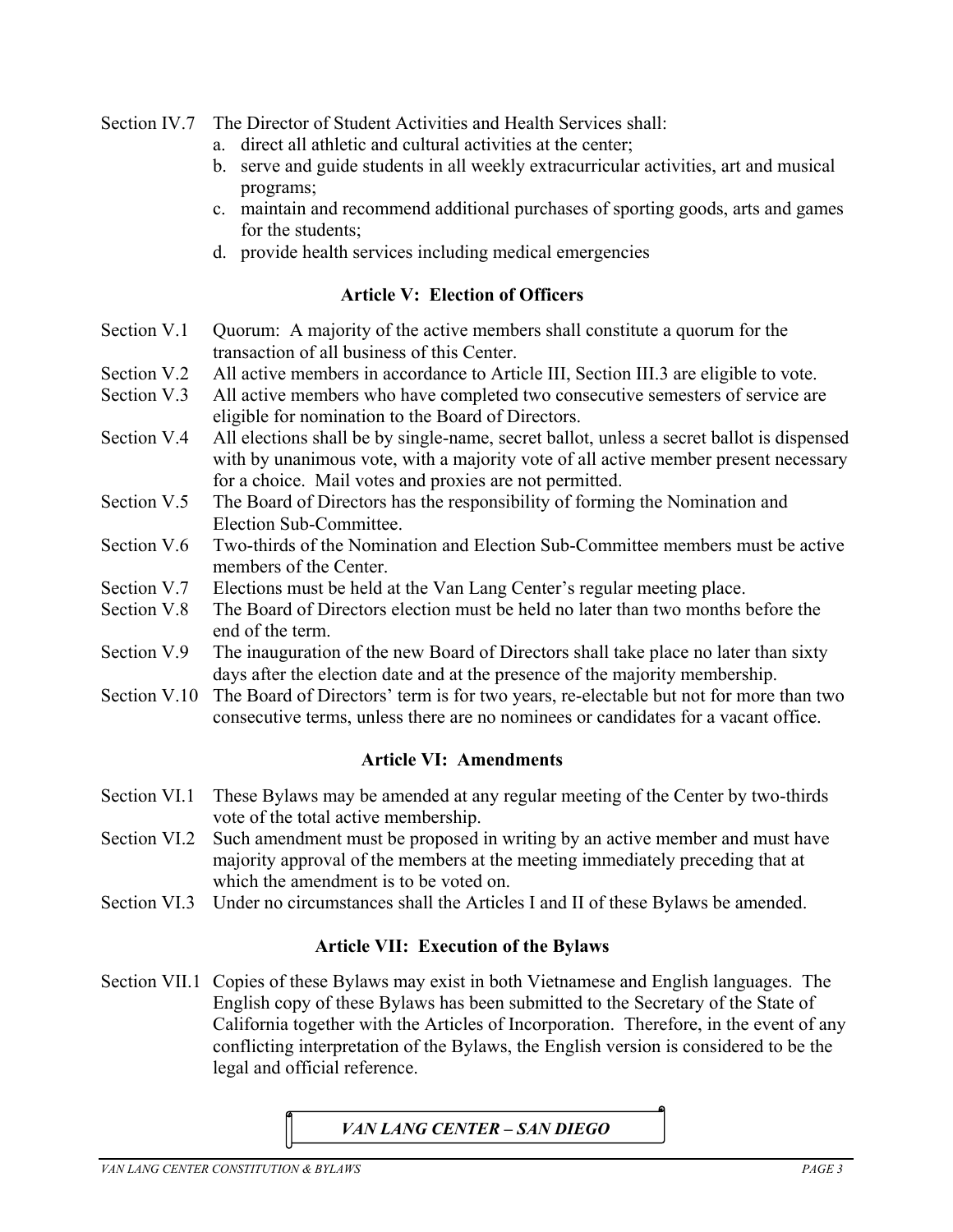Section IV.7 The Director of Student Activities and Health Services shall:

a. direct all athletic and cultural activities at the center;
b. serve and guide students in all weekly extracurricular activities, art and musical programs;
c. maintain and recommend additional purchases of sporting goods, arts and games for the students;
d. provide health services including medical emergencies

## Article V: Election of Officers

Section V.1 Quorum: A majority of the active members shall constitute a quorum for the transaction of all business of this Center.

Section V.2 All active members in accordance to Article III, Section III.3 are eligible to vote.

Section V.3 All active members who have completed two consecutive semesters of service are eligible for nomination to the Board of Directors.

Section V.4 All elections shall be by single-name, secret ballot, unless a secret ballot is dispensed with by unanimous vote, with a majority vote of all active member present necessary for a choice. Mail votes and proxies are not permitted.

Section V.5 The Board of Directors has the responsibility of forming the Nomination and Election Sub-Committee.

Section V.6 Two-thirds of the Nomination and Election Sub-Committee members must be active members of the Center.

Section V.7 Elections must be held at the Van Lang Center's regular meeting place.

Section V.8 The Board of Directors election must be held no later than two months before the end of the term.

Section V.9 The inauguration of the new Board of Directors shall take place no later than sixty days after the election date and at the presence of the majority membership.

Section V.10 The Board of Directors' term is for two years, re-electable but not for more than two consecutive terms, unless there are no nominees or candidates for a vacant office.

## Article VI: Amendments

Section VI.1 These Bylaws may be amended at any regular meeting of the Center by two-thirds vote of the total active membership.

Section VI.2 Such amendment must be proposed in writing by an active member and must have majority approval of the members at the meeting immediately preceding that at which the amendment is to be voted on.

Section VI.3 Under no circumstances shall the Articles I and II of these Bylaws be amended.

## Article VII: Execution of the Bylaws

Section VII.1 Copies of these Bylaws may exist in both Vietnamese and English languages. The English copy of these Bylaws has been submitted to the Secretary of the State of California together with the Articles of Incorporation. Therefore, in the event of any conflicting interpretation of the Bylaws, the English version is considered to be the legal and official reference.

***VAN LANG CENTER – SAN DIEGO***